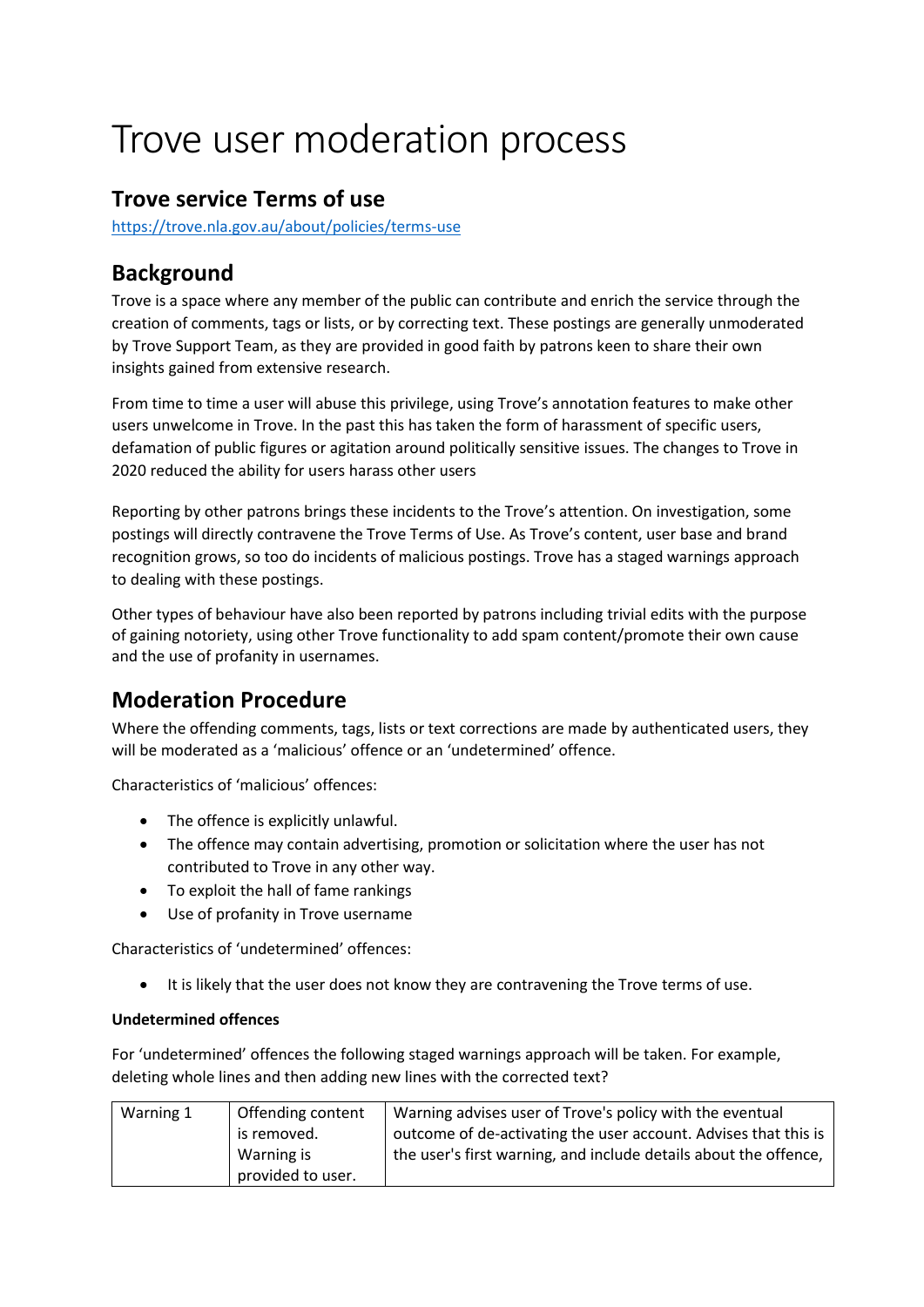# Trove user moderation process

## Trove service Terms of use

https://trove.nla.gov.au/about/policies/terms-use

## Background

Trove is a space where any member of the public can contribute and enrich the service through the creation of comments, tags or lists, or by correcting text. These postings are generally unmoderated by Trove Support Team, as they are provided in good faith by patrons keen to share their own insights gained from extensive research.

From time to time a user will abuse this privilege, using Trove's annotation features to make other users unwelcome in Trove. In the past this has taken the form of harassment of specific users, defamation of public figures or agitation around politically sensitive issues. The changes to Trove in 2020 reduced the ability for users harass other users

Reporting by other patrons brings these incidents to the Trove's attention. On investigation, some postings will directly contravene the Trove Terms of Use. As Trove's content, user base and brand recognition grows, so too do incidents of malicious postings. Trove has a staged warnings approach to dealing with these postings.

Other types of behaviour have also been reported by patrons including trivial edits with the purpose of gaining notoriety, using other Trove functionality to add spam content/promote their own cause and the use of profanity in usernames.

## Moderation Procedure

Where the offending comments, tags, lists or text corrections are made by authenticated users, they will be moderated as a 'malicious' offence or an 'undetermined' offence.

Characteristics of 'malicious' offences:

- The offence is explicitly unlawful.
- The offence may contain advertising, promotion or solicitation where the user has not contributed to Trove in any other way.
- To exploit the hall of fame rankings
- Use of profanity in Trove username

Characteristics of 'undetermined' offences:

- It is likely that the user does not know they are contravening the Trove terms of use.

**Undetermined offences**

For 'undetermined' offences the following staged warnings approach will be taken. For example, deleting whole lines and then adding new lines with the corrected text?

| Warning 1 | Offending content is removed. Warning is provided to user. | Warning advises user of Trove's policy with the eventual outcome of de-activating the user account. Advises that this is the user's first warning, and include details about the offence, |
|---|---|---|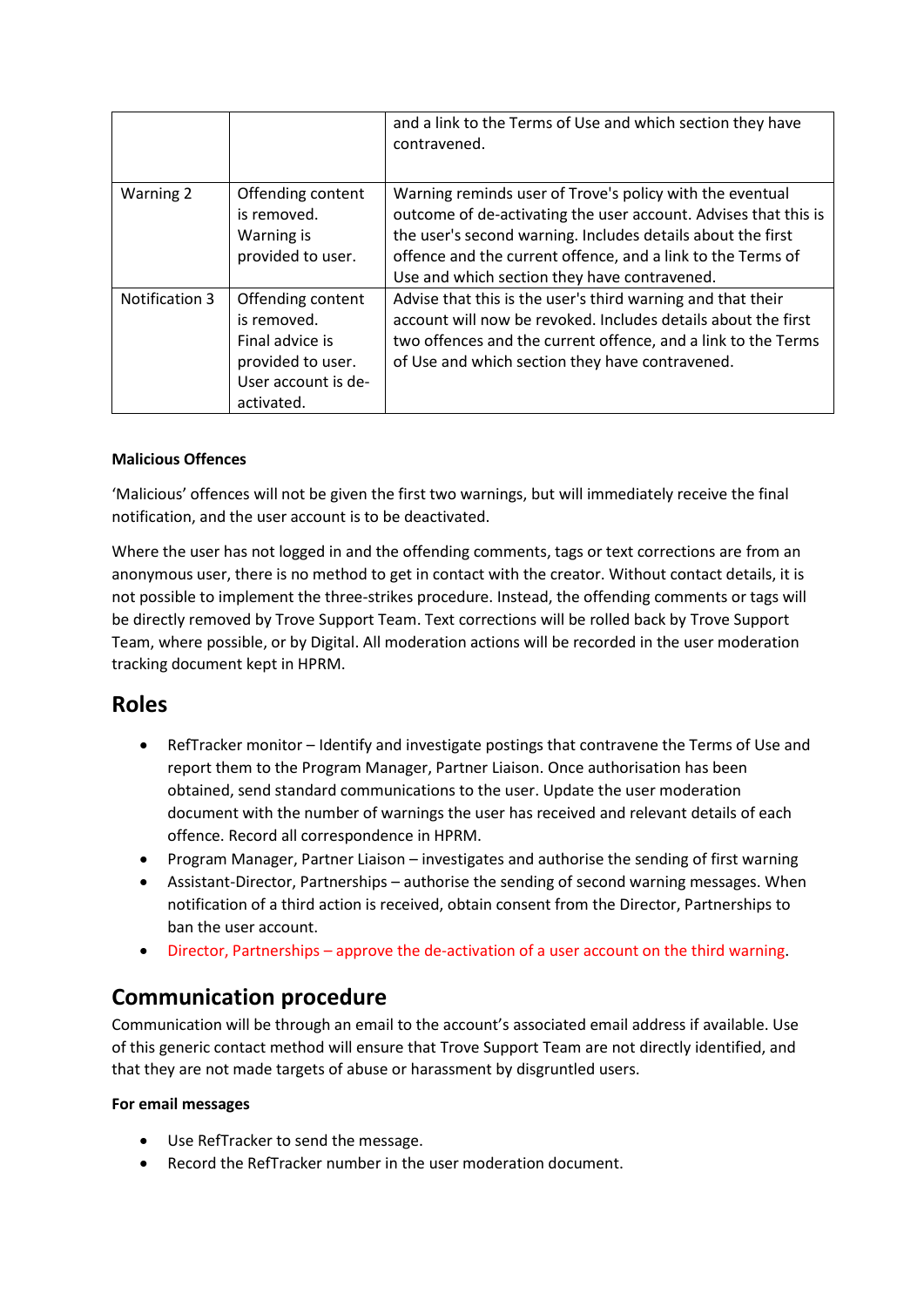|  |  | and a link to the Terms of Use and which section they have contravened. |
|---|---|---|
| Warning 2 | Offending content is removed. Warning is provided to user. | Warning reminds user of Trove's policy with the eventual outcome of de-activating the user account. Advises that this is the user's second warning. Includes details about the first offence and the current offence, and a link to the Terms of Use and which section they have contravened. |
| Notification 3 | Offending content is removed. Final advice is provided to user. User account is de-activated. | Advise that this is the user's third warning and that their account will now be revoked. Includes details about the first two offences and the current offence, and a link to the Terms of Use and which section they have contravened. |

**Malicious Offences**

'Malicious' offences will not be given the first two warnings, but will immediately receive the final notification, and the user account is to be deactivated.

Where the user has not logged in and the offending comments, tags or text corrections are from an anonymous user, there is no method to get in contact with the creator. Without contact details, it is not possible to implement the three-strikes procedure. Instead, the offending comments or tags will be directly removed by Trove Support Team. Text corrections will be rolled back by Trove Support Team, where possible, or by Digital. All moderation actions will be recorded in the user moderation tracking document kept in HPRM.

## Roles

- RefTracker monitor – Identify and investigate postings that contravene the Terms of Use and report them to the Program Manager, Partner Liaison. Once authorisation has been obtained, send standard communications to the user. Update the user moderation document with the number of warnings the user has received and relevant details of each offence. Record all correspondence in HPRM.
- Program Manager, Partner Liaison – investigates and authorise the sending of first warning
- Assistant-Director, Partnerships – authorise the sending of second warning messages. When notification of a third action is received, obtain consent from the Director, Partnerships to ban the user account.
- Director, Partnerships – approve the de-activation of a user account on the third warning.

## Communication procedure

Communication will be through an email to the account's associated email address if available. Use of this generic contact method will ensure that Trove Support Team are not directly identified, and that they are not made targets of abuse or harassment by disgruntled users.

**For email messages**

- Use RefTracker to send the message.
- Record the RefTracker number in the user moderation document.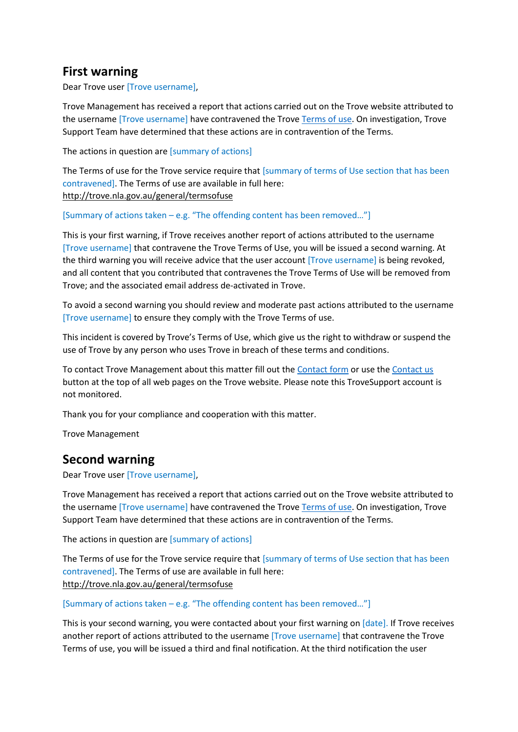## First warning

Dear Trove user [Trove username],

Trove Management has received a report that actions carried out on the Trove website attributed to the username [Trove username] have contravened the Trove Terms of use. On investigation, Trove Support Team have determined that these actions are in contravention of the Terms.

The actions in question are [summary of actions]

The Terms of use for the Trove service require that [summary of terms of Use section that has been contravened]. The Terms of use are available in full here: http://trove.nla.gov.au/general/termsofuse

[Summary of actions taken – e.g. "The offending content has been removed…"]

This is your first warning, if Trove receives another report of actions attributed to the username [Trove username] that contravene the Trove Terms of Use, you will be issued a second warning. At the third warning you will receive advice that the user account [Trove username] is being revoked, and all content that you contributed that contravenes the Trove Terms of Use will be removed from Trove; and the associated email address de-activated in Trove.

To avoid a second warning you should review and moderate past actions attributed to the username [Trove username] to ensure they comply with the Trove Terms of use.

This incident is covered by Trove's Terms of Use, which give us the right to withdraw or suspend the use of Trove by any person who uses Trove in breach of these terms and conditions.

To contact Trove Management about this matter fill out the Contact form or use the Contact us button at the top of all web pages on the Trove website. Please note this TroveSupport account is not monitored.

Thank you for your compliance and cooperation with this matter.

Trove Management

## Second warning

Dear Trove user [Trove username],

Trove Management has received a report that actions carried out on the Trove website attributed to the username [Trove username] have contravened the Trove Terms of use. On investigation, Trove Support Team have determined that these actions are in contravention of the Terms.

The actions in question are [summary of actions]

The Terms of use for the Trove service require that [summary of terms of Use section that has been contravened]. The Terms of use are available in full here: http://trove.nla.gov.au/general/termsofuse

[Summary of actions taken – e.g. "The offending content has been removed…"]

This is your second warning, you were contacted about your first warning on [date]. If Trove receives another report of actions attributed to the username [Trove username] that contravene the Trove Terms of use, you will be issued a third and final notification. At the third notification the user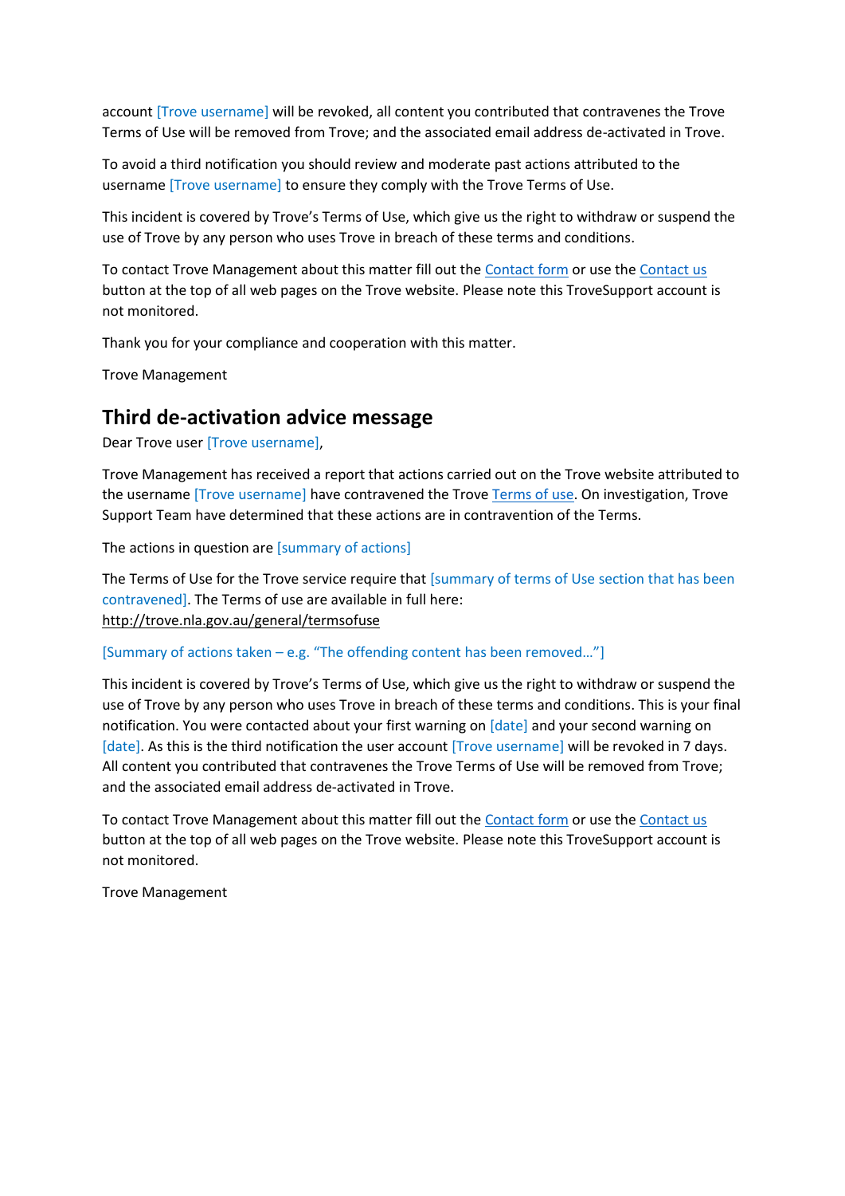account [Trove username] will be revoked, all content you contributed that contravenes the Trove Terms of Use will be removed from Trove; and the associated email address de-activated in Trove.

To avoid a third notification you should review and moderate past actions attributed to the username [Trove username] to ensure they comply with the Trove Terms of Use.

This incident is covered by Trove's Terms of Use, which give us the right to withdraw or suspend the use of Trove by any person who uses Trove in breach of these terms and conditions.

To contact Trove Management about this matter fill out the Contact form or use the Contact us button at the top of all web pages on the Trove website. Please note this TroveSupport account is not monitored.

Thank you for your compliance and cooperation with this matter.

Trove Management

## Third de-activation advice message

Dear Trove user [Trove username],

Trove Management has received a report that actions carried out on the Trove website attributed to the username [Trove username] have contravened the Trove Terms of use. On investigation, Trove Support Team have determined that these actions are in contravention of the Terms.

The actions in question are [summary of actions]

The Terms of Use for the Trove service require that [summary of terms of Use section that has been contravened]. The Terms of use are available in full here: http://trove.nla.gov.au/general/termsofuse

[Summary of actions taken – e.g. "The offending content has been removed…"]

This incident is covered by Trove's Terms of Use, which give us the right to withdraw or suspend the use of Trove by any person who uses Trove in breach of these terms and conditions. This is your final notification. You were contacted about your first warning on [date] and your second warning on [date]. As this is the third notification the user account [Trove username] will be revoked in 7 days. All content you contributed that contravenes the Trove Terms of Use will be removed from Trove; and the associated email address de-activated in Trove.

To contact Trove Management about this matter fill out the Contact form or use the Contact us button at the top of all web pages on the Trove website. Please note this TroveSupport account is not monitored.

Trove Management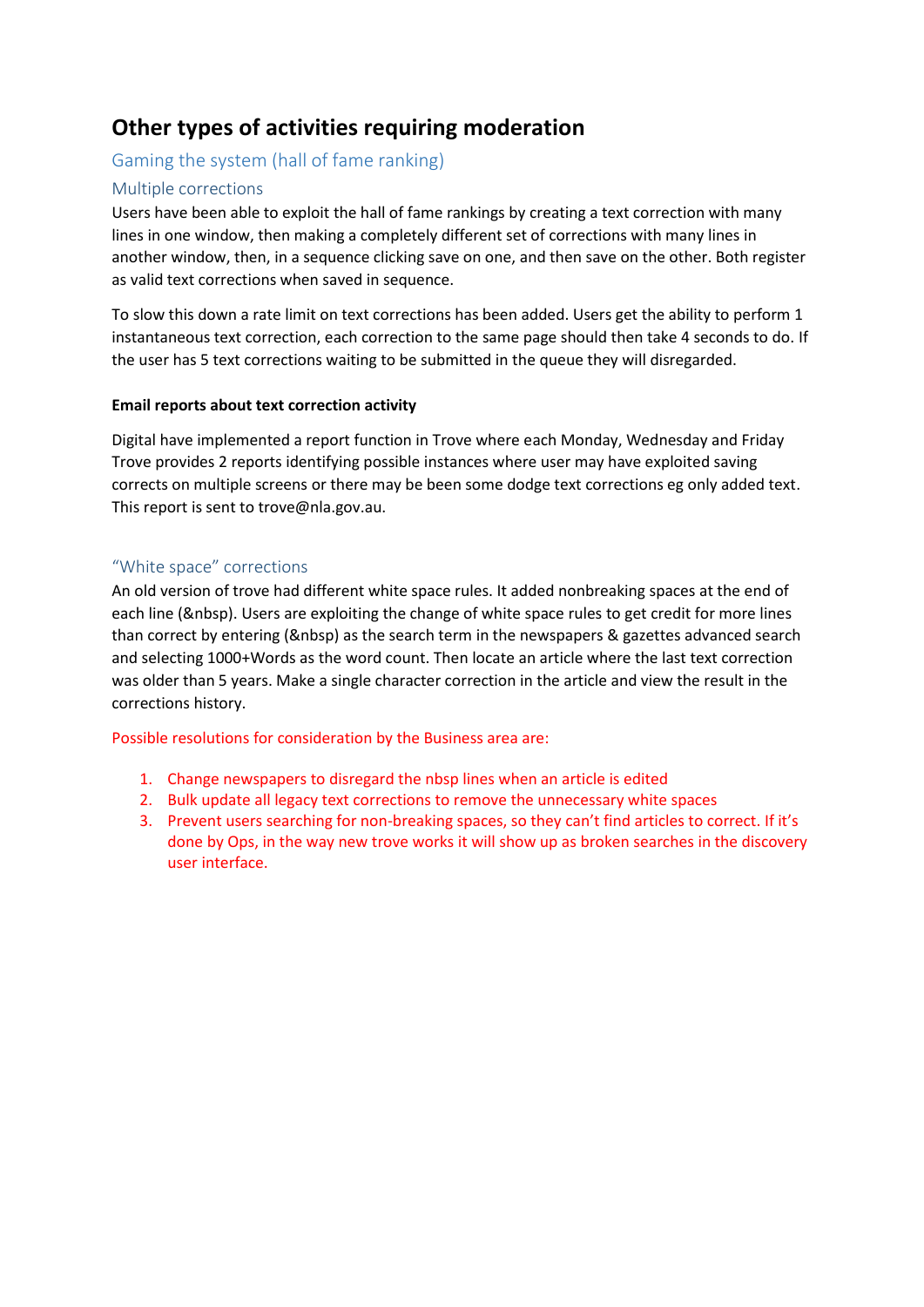# Other types of activities requiring moderation

## Gaming the system (hall of fame ranking)

### Multiple corrections

Users have been able to exploit the hall of fame rankings by creating a text correction with many lines in one window, then making a completely different set of corrections with many lines in another window, then, in a sequence clicking save on one, and then save on the other. Both register as valid text corrections when saved in sequence.

To slow this down a rate limit on text corrections has been added. Users get the ability to perform 1 instantaneous text correction, each correction to the same page should then take 4 seconds to do. If the user has 5 text corrections waiting to be submitted in the queue they will disregarded.

**Email reports about text correction activity**

Digital have implemented a report function in Trove where each Monday, Wednesday and Friday Trove provides 2 reports identifying possible instances where user may have exploited saving corrects on multiple screens or there may be been some dodge text corrections eg only added text. This report is sent to trove@nla.gov.au.

### "White space" corrections

An old version of trove had different white space rules. It added nonbreaking spaces at the end of each line (&nbsp). Users are exploiting the change of white space rules to get credit for more lines than correct by entering (&nbsp) as the search term in the newspapers & gazettes advanced search and selecting 1000+Words as the word count. Then locate an article where the last text correction was older than 5 years. Make a single character correction in the article and view the result in the corrections history.

Possible resolutions for consideration by the Business area are:

1. Change newspapers to disregard the nbsp lines when an article is edited
2. Bulk update all legacy text corrections to remove the unnecessary white spaces
3. Prevent users searching for non-breaking spaces, so they can't find articles to correct. If it's done by Ops, in the way new trove works it will show up as broken searches in the discovery user interface.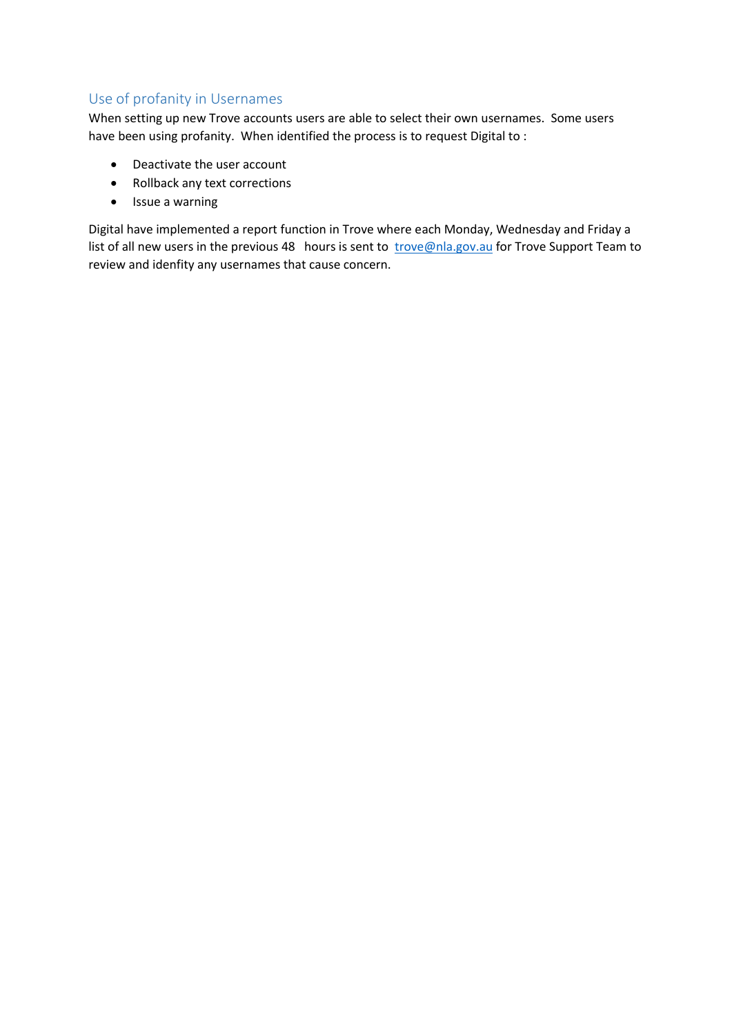## Use of profanity in Usernames

When setting up new Trove accounts users are able to select their own usernames. Some users have been using profanity. When identified the process is to request Digital to :

- Deactivate the user account
- Rollback any text corrections
- Issue a warning

Digital have implemented a report function in Trove where each Monday, Wednesday and Friday a list of all new users in the previous 48 hours is sent to [trove@nla.gov.au](mailto:trove@nla.gov.au) for Trove Support Team to review and idenfity any usernames that cause concern.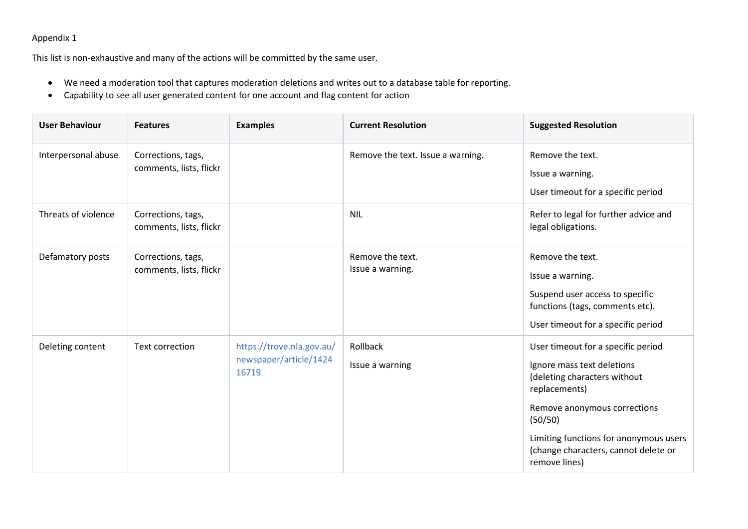Appendix 1

This list is non-exhaustive and many of the actions will be committed by the same user.

- We need a moderation tool that captures moderation deletions and writes out to a database table for reporting.
- Capability to see all user generated content for one account and flag content for action

| User Behaviour | Features | Examples | Current Resolution | Suggested Resolution |
|---|---|---|---|---|
| Interpersonal abuse | Corrections, tags, comments, lists, flickr | | Remove the text. Issue a warning. | Remove the text.<br>Issue a warning.<br>User timeout for a specific period |
| Threats of violence | Corrections, tags, comments, lists, flickr | | NIL | Refer to legal for further advice and legal obligations. |
| Defamatory posts | Corrections, tags, comments, lists, flickr | | Remove the text.<br>Issue a warning. | Remove the text.<br>Issue a warning.<br>Suspend user access to specific functions (tags, comments etc).<br>User timeout for a specific period |
| Deleting content | Text correction | https://trove.nla.gov.au/newspaper/article/142416719 | Rollback<br>Issue a warning | User timeout for a specific period<br>Ignore mass text deletions (deleting characters without replacements)<br>Remove anonymous corrections (50/50)<br>Limiting functions for anonymous users (change characters, cannot delete or remove lines) |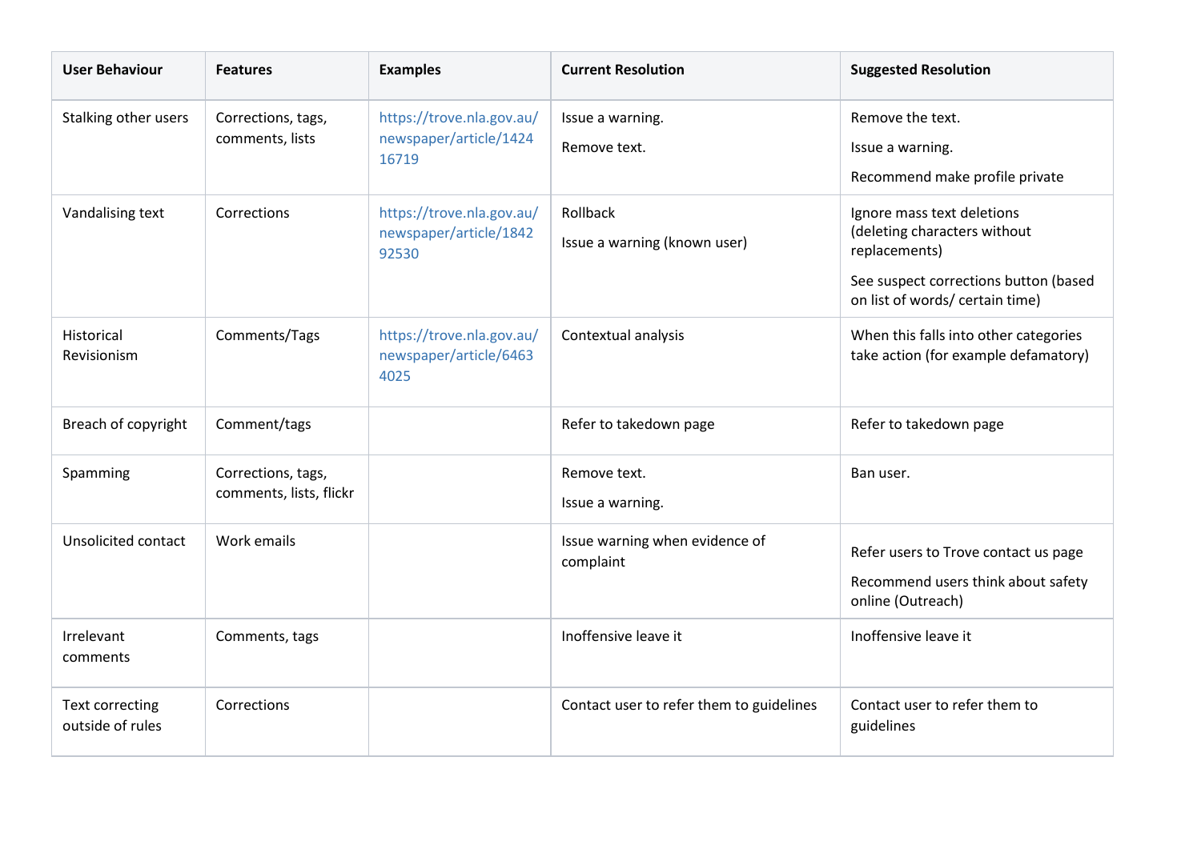| User Behaviour | Features | Examples | Current Resolution | Suggested Resolution |
|---|---|---|---|---|
| Stalking other users | Corrections, tags, comments, lists | https://trove.nla.gov.au/newspaper/article/142416719 | Issue a warning.<br><br>Remove text. | Remove the text.<br><br>Issue a warning.<br><br>Recommend make profile private |
| Vandalising text | Corrections | https://trove.nla.gov.au/newspaper/article/184292530 | Rollback<br><br>Issue a warning (known user) | Ignore mass text deletions (deleting characters without replacements)<br><br>See suspect corrections button (based on list of words/ certain time) |
| Historical Revisionism | Comments/Tags | https://trove.nla.gov.au/newspaper/article/64634025 | Contextual analysis | When this falls into other categories take action (for example defamatory) |
| Breach of copyright | Comment/tags | | Refer to takedown page | Refer to takedown page |
| Spamming | Corrections, tags, comments, lists, flickr | | Remove text.<br><br>Issue a warning. | Ban user. |
| Unsolicited contact | Work emails | | Issue warning when evidence of complaint | Refer users to Trove contact us page<br><br>Recommend users think about safety online (Outreach) |
| Irrelevant comments | Comments, tags | | Inoffensive leave it | Inoffensive leave it |
| Text correcting outside of rules | Corrections | | Contact user to refer them to guidelines | Contact user to refer them to guidelines |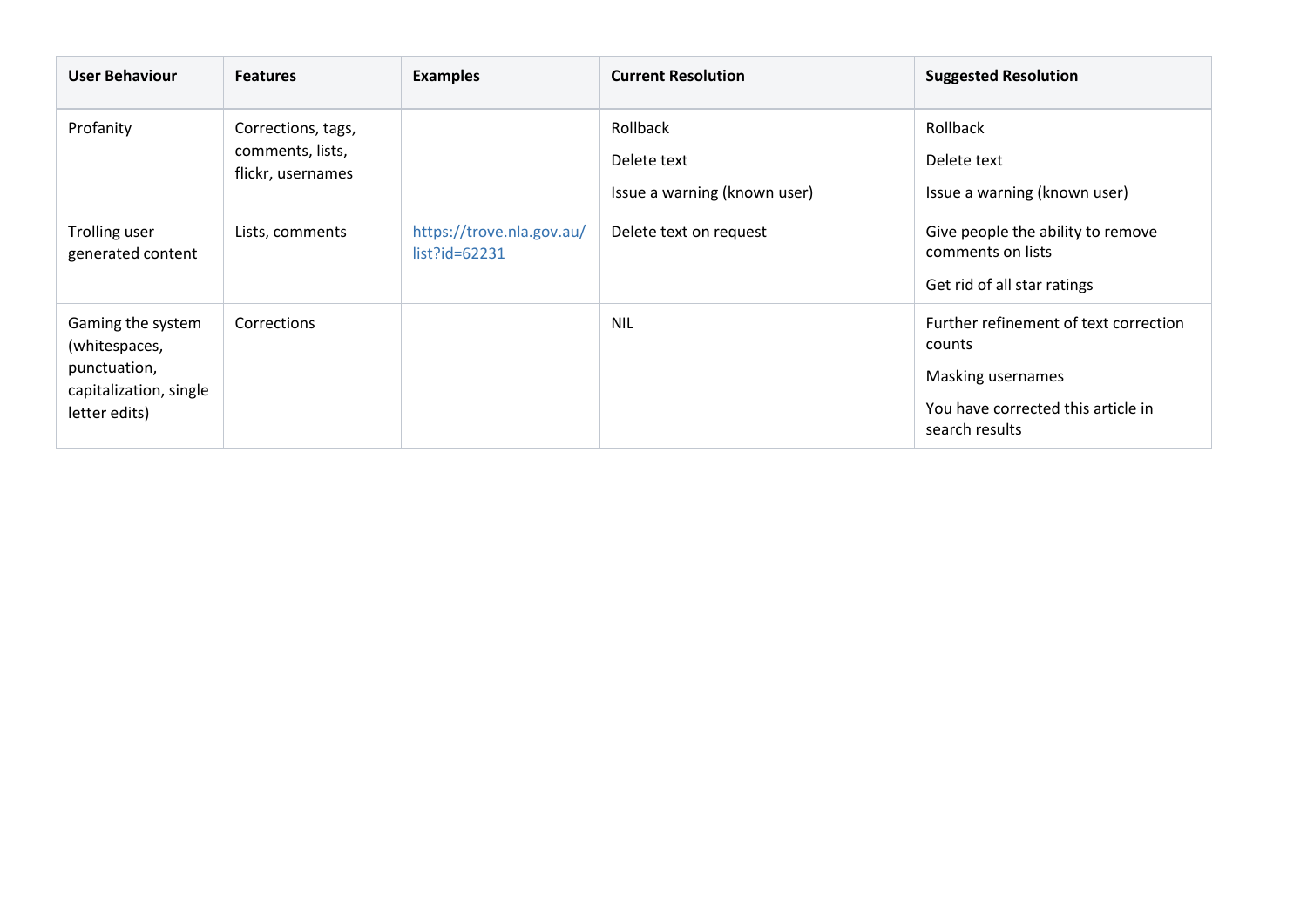| User Behaviour | Features | Examples | Current Resolution | Suggested Resolution |
| --- | --- | --- | --- | --- |
| Profanity | Corrections, tags, comments, lists, flickr, usernames | | Rollback<br>Delete text<br>Issue a warning (known user) | Rollback<br>Delete text<br>Issue a warning (known user) |
| Trolling user generated content | Lists, comments | https://trove.nla.gov.au/list?id=62231 | Delete text on request | Give people the ability to remove comments on lists<br>Get rid of all star ratings |
| Gaming the system (whitespaces, punctuation, capitalization, single letter edits) | Corrections | | NIL | Further refinement of text correction counts<br>Masking usernames<br>You have corrected this article in search results |